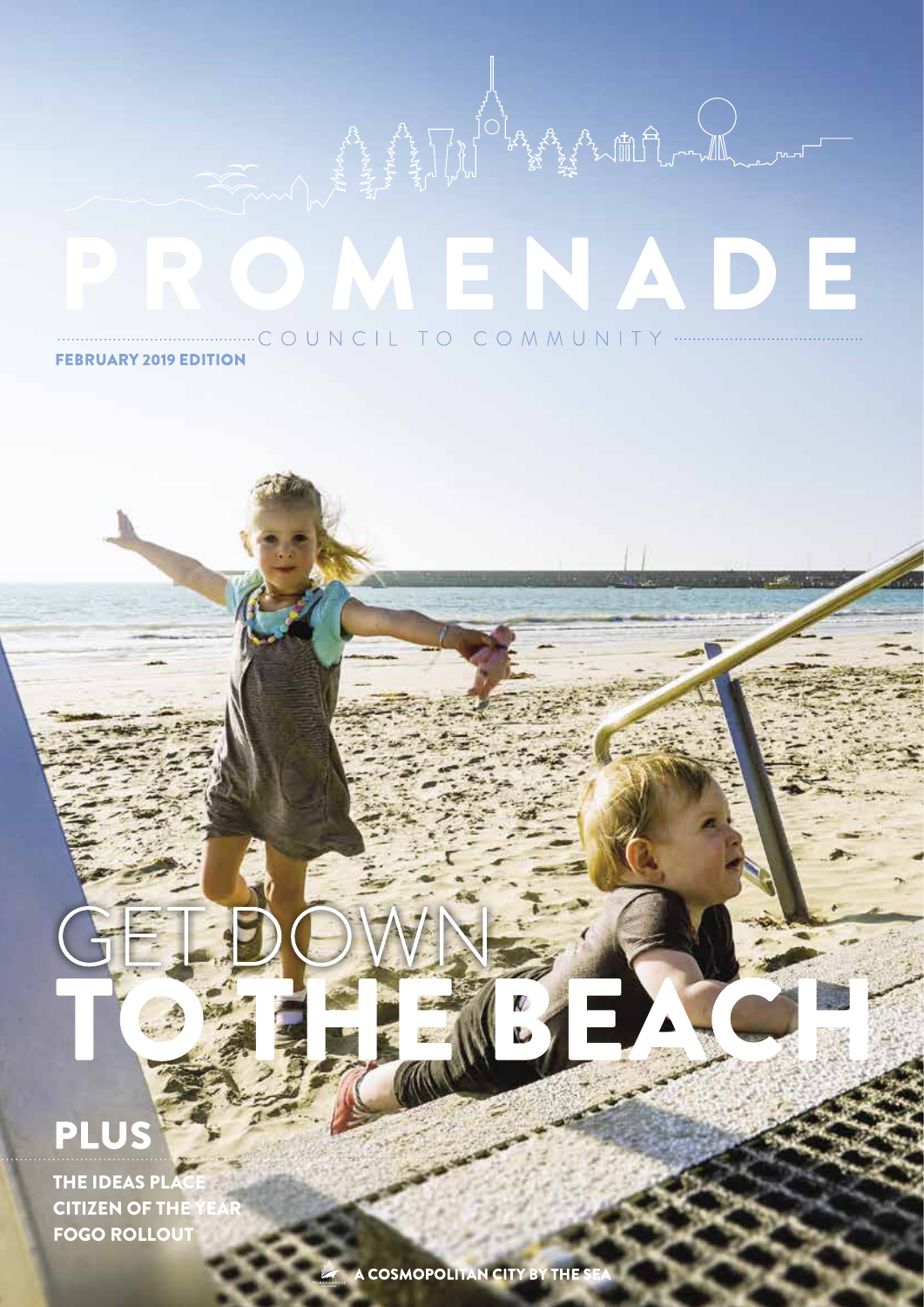# PROMENADE

COUNCIL TO COMMUNITY

**FEBRUARY 2019 EDITION**

# GET DOWN TO THE BEACH

## PLUS

**THE IDEAS PLACE**
**CITIZEN OF THE YEAR**
**FOGO ROLLOUT**

A COSMOPOLITAN CITY BY THE SEA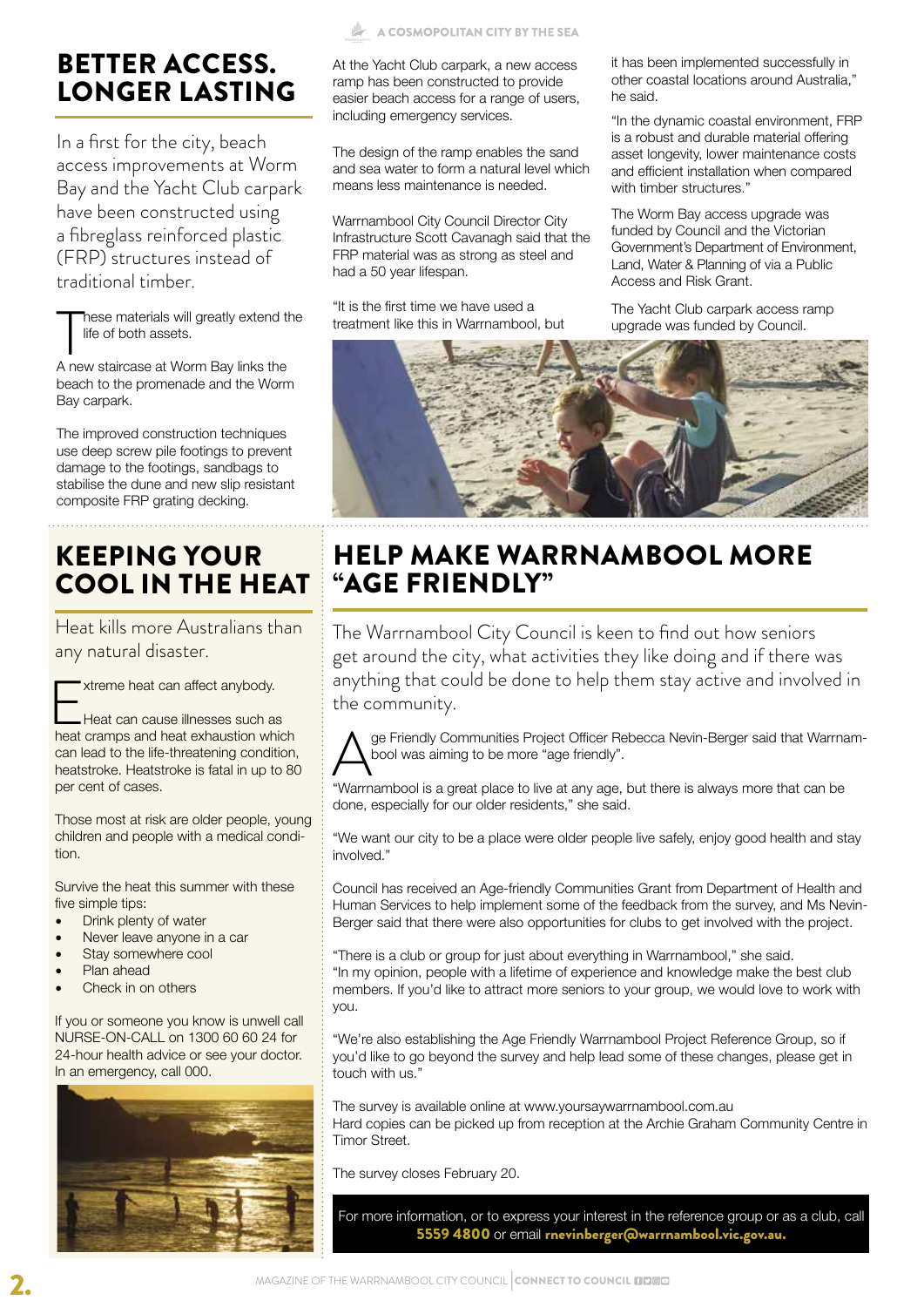# BETTER ACCESS. LONGER LASTING

In a first for the city, beach access improvements at Worm Bay and the Yacht Club carpark have been constructed using a fibreglass reinforced plastic (FRP) structures instead of traditional timber.

These materials will greatly extend the life of both assets.

A new staircase at Worm Bay links the beach to the promenade and the Worm Bay carpark.

The improved construction techniques use deep screw pile footings to prevent damage to the footings, sandbags to stabilise the dune and new slip resistant composite FRP grating decking.

At the Yacht Club carpark, a new access ramp has been constructed to provide easier beach access for a range of users, including emergency services.

The design of the ramp enables the sand and sea water to form a natural level which means less maintenance is needed.

Warrnambool City Council Director City Infrastructure Scott Cavanagh said that the FRP material was as strong as steel and had a 50 year lifespan.

"It is the first time we have used a treatment like this in Warrnambool, but it has been implemented successfully in other coastal locations around Australia," he said.

"In the dynamic coastal environment, FRP is a robust and durable material offering asset longevity, lower maintenance costs and efficient installation when compared with timber structures."

The Worm Bay access upgrade was funded by Council and the Victorian Government's Department of Environment, Land, Water & Planning of via a Public Access and Risk Grant.

The Yacht Club carpark access ramp upgrade was funded by Council.

# KEEPING YOUR COOL IN THE HEAT

Heat kills more Australians than any natural disaster.

Extreme heat can affect anybody.

Heat can cause illnesses such as heat cramps and heat exhaustion which can lead to the life-threatening condition, heatstroke. Heatstroke is fatal in up to 80 per cent of cases.

Those most at risk are older people, young children and people with a medical condition.

Survive the heat this summer with these five simple tips:

- Drink plenty of water
- Never leave anyone in a car
- Stay somewhere cool
- Plan ahead
- Check in on others

If you or someone you know is unwell call NURSE-ON-CALL on 1300 60 60 24 for 24-hour health advice or see your doctor. In an emergency, call 000.

# HELP MAKE WARRNAMBOOL MORE "AGE FRIENDLY"

The Warrnambool City Council is keen to find out how seniors get around the city, what activities they like doing and if there was anything that could be done to help them stay active and involved in the community.

Age Friendly Communities Project Officer Rebecca Nevin-Berger said that Warrnambool was aiming to be more "age friendly".

"Warrnambool is a great place to live at any age, but there is always more that can be done, especially for our older residents," she said.

"We want our city to be a place were older people live safely, enjoy good health and stay involved."

Council has received an Age-friendly Communities Grant from Department of Health and Human Services to help implement some of the feedback from the survey, and Ms Nevin-Berger said that there were also opportunities for clubs to get involved with the project.

"There is a club or group for just about everything in Warrnambool," she said.
"In my opinion, people with a lifetime of experience and knowledge make the best club members. If you'd like to attract more seniors to your group, we would love to work with you.

"We're also establishing the Age Friendly Warrnambool Project Reference Group, so if you'd like to go beyond the survey and help lead some of these changes, please get in touch with us."

The survey is available online at www.yoursaywarrnambool.com.au
Hard copies can be picked up from reception at the Archie Graham Community Centre in Timor Street.

The survey closes February 20.

For more information, or to express your interest in the reference group or as a club, call **5559 4800** or email **rnevinberger@warrnambool.vic.gov.au.**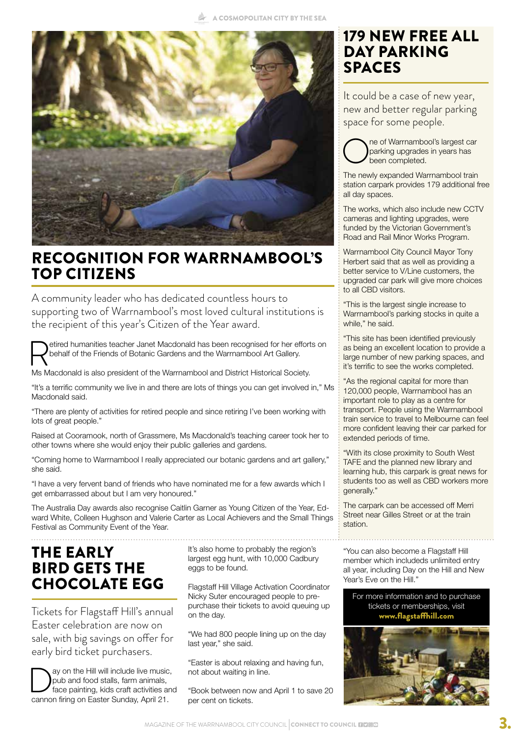## RECOGNITION FOR WARRNAMBOOL'S TOP CITIZENS

A community leader who has dedicated countless hours to supporting two of Warrnambool's most loved cultural institutions is the recipient of this year's Citizen of the Year award.

Retired humanities teacher Janet Macdonald has been recognised for her efforts on behalf of the Friends of Botanic Gardens and the Warrnambool Art Gallery.

Ms Macdonald is also president of the Warrnambool and District Historical Society.

"It's a terrific community we live in and there are lots of things you can get involved in," Ms Macdonald said.

"There are plenty of activities for retired people and since retiring I've been working with lots of great people."

Raised at Cooramook, north of Grassmere, Ms Macdonald's teaching career took her to other towns where she would enjoy their public galleries and gardens.

"Coming home to Warrnambool I really appreciated our botanic gardens and art gallery," she said.

"I have a very fervent band of friends who have nominated me for a few awards which I get embarrassed about but I am very honoured."

The Australia Day awards also recognise Caitlin Garner as Young Citizen of the Year, Edward White, Colleen Hughson and Valerie Carter as Local Achievers and the Small Things Festival as Community Event of the Year.

## 179 NEW FREE ALL DAY PARKING SPACES

It could be a case of new year, new and better regular parking space for some people.

One of Warrnambool's largest car parking upgrades in years has been completed.

The newly expanded Warrnambool train station carpark provides 179 additional free all day spaces.

The works, which also include new CCTV cameras and lighting upgrades, were funded by the Victorian Government's Road and Rail Minor Works Program.

Warrnambool City Council Mayor Tony Herbert said that as well as providing a better service to V/Line customers, the upgraded car park will give more choices to all CBD visitors.

"This is the largest single increase to Warrnambool's parking stocks in quite a while," he said.

"This site has been identified previously as being an excellent location to provide a large number of new parking spaces, and it's terrific to see the works completed.

"As the regional capital for more than 120,000 people, Warrnambool has an important role to play as a centre for transport. People using the Warrnambool train service to travel to Melbourne can feel more confident leaving their car parked for extended periods of time.

"With its close proximity to South West TAFE and the planned new library and learning hub, this carpark is great news for students too as well as CBD workers more generally."

The carpark can be accessed off Merri Street near Gilles Street or at the train station.

## THE EARLY BIRD GETS THE CHOCOLATE EGG

Tickets for Flagstaff Hill's annual Easter celebration are now on sale, with big savings on offer for early bird ticket purchasers.

Day on the Hill will include live music, pub and food stalls, farm animals, face painting, kids craft activities and cannon firing on Easter Sunday, April 21.

It's also home to probably the region's largest egg hunt, with 10,000 Cadbury eggs to be found.

Flagstaff Hill Village Activation Coordinator Nicky Suter encouraged people to pre-purchase their tickets to avoid queuing up on the day.

"We had 800 people lining up on the day last year," she said.

"Easter is about relaxing and having fun, not about waiting in line.

"Book between now and April 1 to save 20 per cent on tickets.

"You can also become a Flagstaff Hill member which includeds unlimited entry all year, including Day on the Hill and New Year's Eve on the Hill."

For more information and to purchase tickets or memberships, visit **www.flagstaffhill.com**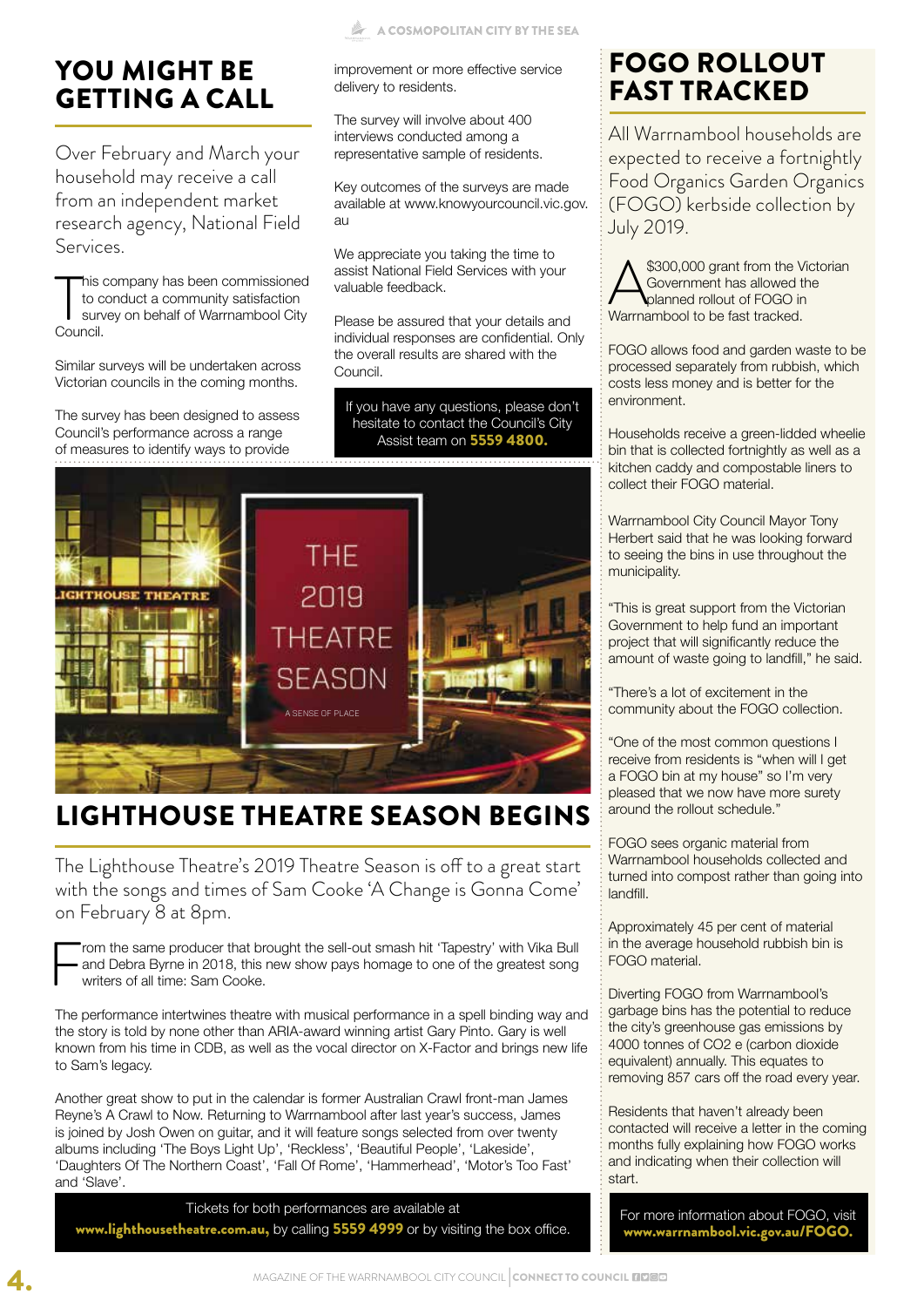# YOU MIGHT BE GETTING A CALL

Over February and March your household may receive a call from an independent market research agency, National Field Services.

This company has been commissioned to conduct a community satisfaction survey on behalf of Warrnambool City Council.

Similar surveys will be undertaken across Victorian councils in the coming months.

The survey has been designed to assess Council's performance across a range of measures to identify ways to provide improvement or more effective service delivery to residents.

The survey will involve about 400 interviews conducted among a representative sample of residents.

Key outcomes of the surveys are made available at www.knowyourcouncil.vic.gov.au

We appreciate you taking the time to assist National Field Services with your valuable feedback.

Please be assured that your details and individual responses are confidential. Only the overall results are shared with the Council.

If you have any questions, please don't hesitate to contact the Council's City Assist team on **5559 4800.**

# LIGHTHOUSE THEATRE SEASON BEGINS

The Lighthouse Theatre's 2019 Theatre Season is off to a great start with the songs and times of Sam Cooke 'A Change is Gonna Come' on February 8 at 8pm.

From the same producer that brought the sell-out smash hit 'Tapestry' with Vika Bull and Debra Byrne in 2018, this new show pays homage to one of the greatest song writers of all time: Sam Cooke.

The performance intertwines theatre with musical performance in a spell binding way and the story is told by none other than ARIA-award winning artist Gary Pinto. Gary is well known from his time in CDB, as well as the vocal director on X-Factor and brings new life to Sam's legacy.

Another great show to put in the calendar is former Australian Crawl front-man James Reyne's A Crawl to Now. Returning to Warrnambool after last year's success, James is joined by Josh Owen on guitar, and it will feature songs selected from over twenty albums including 'The Boys Light Up', 'Reckless', 'Beautiful People', 'Lakeside', 'Daughters Of The Northern Coast', 'Fall Of Rome', 'Hammerhead', 'Motor's Too Fast' and 'Slave'.

Tickets for both performances are available at **www.lighthousetheatre.com.au,** by calling **5559 4999** or by visiting the box office.

# FOGO ROLLOUT FAST TRACKED

All Warrnambool households are expected to receive a fortnightly Food Organics Garden Organics (FOGO) kerbside collection by July 2019.

A $300,000 grant from the Victorian Government has allowed the planned rollout of FOGO in Warrnambool to be fast tracked.

FOGO allows food and garden waste to be processed separately from rubbish, which costs less money and is better for the environment.

Households receive a green-lidded wheelie bin that is collected fortnightly as well as a kitchen caddy and compostable liners to collect their FOGO material.

Warrnambool City Council Mayor Tony Herbert said that he was looking forward to seeing the bins in use throughout the municipality.

"This is great support from the Victorian Government to help fund an important project that will significantly reduce the amount of waste going to landfill," he said.

"There's a lot of excitement in the community about the FOGO collection.

"One of the most common questions I receive from residents is "when will I get a FOGO bin at my house" so I'm very pleased that we now have more surety around the rollout schedule."

FOGO sees organic material from Warrnambool households collected and turned into compost rather than going into landfill.

Approximately 45 per cent of material in the average household rubbish bin is FOGO material.

Diverting FOGO from Warrnambool's garbage bins has the potential to reduce the city's greenhouse gas emissions by 4000 tonnes of $CO_2$ e (carbon dioxide equivalent) annually. This equates to removing 857 cars off the road every year.

Residents that haven't already been contacted will receive a letter in the coming months fully explaining how FOGO works and indicating when their collection will start.

For more information about FOGO, visit **www.warrnambool.vic.gov.au/FOGO.**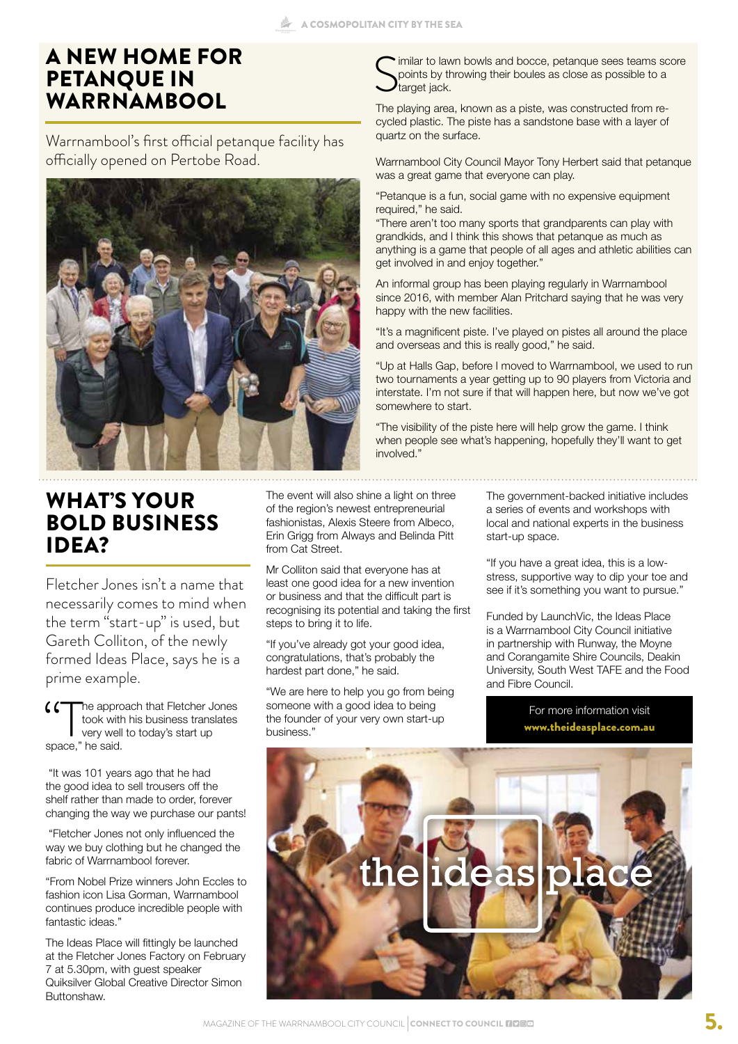# A NEW HOME FOR PETANQUE IN WARRNAMBOOL

Warrnambool's first official petanque facility has officially opened on Pertobe Road.

Similar to lawn bowls and bocce, petanque sees teams score points by throwing their boules as close as possible to a target jack.

The playing area, known as a piste, was constructed from re-cycled plastic. The piste has a sandstone base with a layer of quartz on the surface.

Warrnambool City Council Mayor Tony Herbert said that petanque was a great game that everyone can play.

"Petanque is a fun, social game with no expensive equipment required," he said.

"There aren't too many sports that grandparents can play with grandkids, and I think this shows that petanque as much as anything is a game that people of all ages and athletic abilities can get involved in and enjoy together."

An informal group has been playing regularly in Warrnambool since 2016, with member Alan Pritchard saying that he was very happy with the new facilities.

"It's a magnificent piste. I've played on pistes all around the place and overseas and this is really good," he said.

"Up at Halls Gap, before I moved to Warrnambool, we used to run two tournaments a year getting up to 90 players from Victoria and interstate. I'm not sure if that will happen here, but now we've got somewhere to start.

"The visibility of the piste here will help grow the game. I think when people see what's happening, hopefully they'll want to get involved."

# WHAT'S YOUR BOLD BUSINESS IDEA?

Fletcher Jones isn't a name that necessarily comes to mind when the term "start-up" is used, but Gareth Colliton, of the newly formed Ideas Place, says he is a prime example.

"The approach that Fletcher Jones took with his business translates very well to today's start up space," he said.

"It was 101 years ago that he had the good idea to sell trousers off the shelf rather than made to order, forever changing the way we purchase our pants!

"Fletcher Jones not only influenced the way we buy clothing but he changed the fabric of Warrnambool forever.

"From Nobel Prize winners John Eccles to fashion icon Lisa Gorman, Warrnambool continues produce incredible people with fantastic ideas."

The Ideas Place will fittingly be launched at the Fletcher Jones Factory on February 7 at 5.30pm, with guest speaker Quiksilver Global Creative Director Simon Buttonshaw.

The event will also shine a light on three of the region's newest entrepreneurial fashionistas, Alexis Steere from Albeco, Erin Grigg from Always and Belinda Pitt from Cat Street.

Mr Colliton said that everyone has at least one good idea for a new invention or business and that the difficult part is recognising its potential and taking the first steps to bring it to life.

"If you've already got your good idea, congratulations, that's probably the hardest part done," he said.

"We are here to help you go from being someone with a good idea to being the founder of your very own start-up business."

The government-backed initiative includes a series of events and workshops with local and national experts in the business start-up space.

"If you have a great idea, this is a low-stress, supportive way to dip your toe and see if it's something you want to pursue."

Funded by LaunchVic, the Ideas Place is a Warrnambool City Council initiative in partnership with Runway, the Moyne and Corangamite Shire Councils, Deakin University, South West TAFE and the Food and Fibre Council.

For more information visit **www.theideasplace.com.au**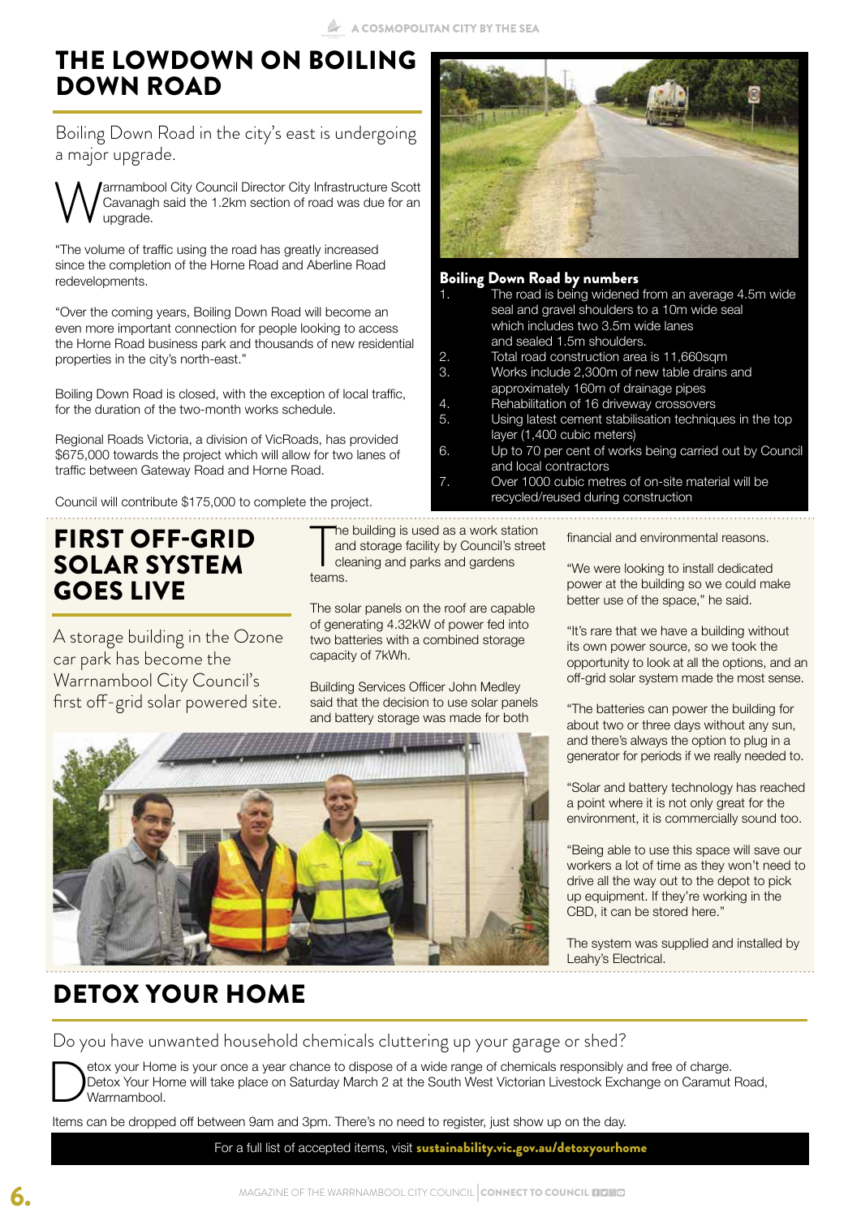# THE LOWDOWN ON BOILING DOWN ROAD

Boiling Down Road in the city's east is undergoing a major upgrade.

Warrnambool City Council Director City Infrastructure Scott Cavanagh said the 1.2km section of road was due for an upgrade.

"The volume of traffic using the road has greatly increased since the completion of the Horne Road and Aberline Road redevelopments.

"Over the coming years, Boiling Down Road will become an even more important connection for people looking to access the Horne Road business park and thousands of new residential properties in the city's north-east."

Boiling Down Road is closed, with the exception of local traffic, for the duration of the two-month works schedule.

Regional Roads Victoria, a division of VicRoads, has provided $675,000 towards the project which will allow for two lanes of traffic between Gateway Road and Horne Road.

Council will contribute $175,000 to complete the project.

### Boiling Down Road by numbers

1. The road is being widened from an average 4.5m wide seal and gravel shoulders to a 10m wide seal which includes two 3.5m wide lanes and sealed 1.5m shoulders.
2. Total road construction area is 11,660sqm
3. Works include 2,300m of new table drains and approximately 160m of drainage pipes
4. Rehabilitation of 16 driveway crossovers
5. Using latest cement stabilisation techniques in the top layer (1,400 cubic meters)
6. Up to 70 per cent of works being carried out by Council and local contractors
7. Over 1000 cubic metres of on-site material will be recycled/reused during construction

# FIRST OFF-GRID SOLAR SYSTEM GOES LIVE

A storage building in the Ozone car park has become the Warrnambool City Council's first off-grid solar powered site.

The building is used as a work station and storage facility by Council's street cleaning and parks and gardens teams.

The solar panels on the roof are capable of generating 4.32kW of power fed into two batteries with a combined storage capacity of 7kWh.

Building Services Officer John Medley said that the decision to use solar panels and battery storage was made for both financial and environmental reasons.

"We were looking to install dedicated power at the building so we could make better use of the space," he said.

"It's rare that we have a building without its own power source, so we took the opportunity to look at all the options, and an off-grid solar system made the most sense.

"The batteries can power the building for about two or three days without any sun, and there's always the option to plug in a generator for periods if we really needed to.

"Solar and battery technology has reached a point where it is not only great for the environment, it is commercially sound too.

"Being able to use this space will save our workers a lot of time as they won't need to drive all the way out to the depot to pick up equipment. If they're working in the CBD, it can be stored here."

The system was supplied and installed by Leahy's Electrical.

# DETOX YOUR HOME

Do you have unwanted household chemicals cluttering up your garage or shed?

Detox your Home is your once a year chance to dispose of a wide range of chemicals responsibly and free of charge. Detox Your Home will take place on Saturday March 2 at the South West Victorian Livestock Exchange on Caramut Road, Warrnambool.

Items can be dropped off between 9am and 3pm. There's no need to register, just show up on the day.

For a full list of accepted items, visit **sustainability.vic.gov.au/detoxyourhome**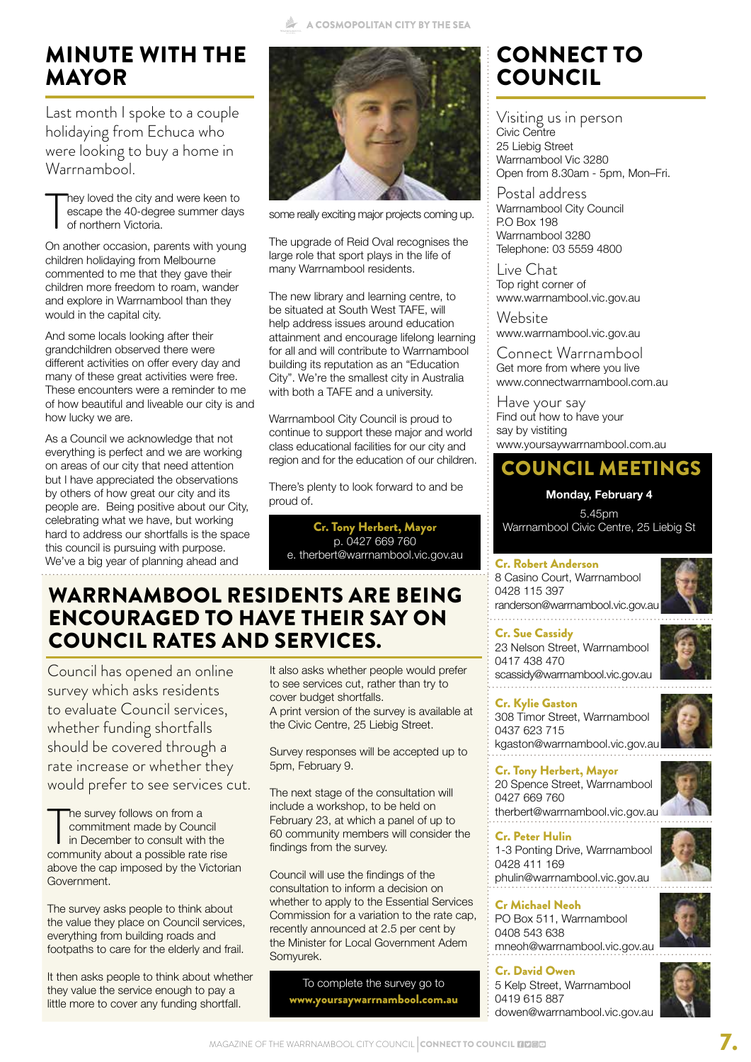# MINUTE WITH THE MAYOR

Last month I spoke to a couple holidaying from Echuca who were looking to buy a home in Warrnambool.

They loved the city and were keen to escape the 40-degree summer days of northern Victoria.

On another occasion, parents with young children holidaying from Melbourne commented to me that they gave their children more freedom to roam, wander and explore in Warrnambool than they would in the capital city.

And some locals looking after their grandchildren observed there were different activities on offer every day and many of these great activities were free. These encounters were a reminder to me of how beautiful and liveable our city is and how lucky we are.

As a Council we acknowledge that not everything is perfect and we are working on areas of our city that need attention but I have appreciated the observations by others of how great our city and its people are. Being positive about our City, celebrating what we have, but working hard to address our shortfalls is the space this council is pursuing with purpose. We've a big year of planning ahead and some really exciting major projects coming up.

The upgrade of Reid Oval recognises the large role that sport plays in the life of many Warrnambool residents.

The new library and learning centre, to be situated at South West TAFE, will help address issues around education attainment and encourage lifelong learning for all and will contribute to Warrnambool building its reputation as an "Education City". We're the smallest city in Australia with both a TAFE and a university.

Warrnambool City Council is proud to continue to support these major and world class educational facilities for our city and region and for the education of our children.

There's plenty to look forward to and be proud of.

**Cr. Tony Herbert, Mayor**
p. 0427 669 760
e. therbert@warrnambool.vic.gov.au

# WARRNAMBOOL RESIDENTS ARE BEING ENCOURAGED TO HAVE THEIR SAY ON COUNCIL RATES AND SERVICES.

Council has opened an online survey which asks residents to evaluate Council services, whether funding shortfalls should be covered through a rate increase or whether they would prefer to see services cut.

The survey follows on from a commitment made by Council in December to consult with the community about a possible rate rise above the cap imposed by the Victorian Government.

The survey asks people to think about the value they place on Council services, everything from building roads and footpaths to care for the elderly and frail.

It then asks people to think about whether they value the service enough to pay a little more to cover any funding shortfall.

It also asks whether people would prefer to see services cut, rather than try to cover budget shortfalls.
A print version of the survey is available at the Civic Centre, 25 Liebig Street.

Survey responses will be accepted up to 5pm, February 9.

The next stage of the consultation will include a workshop, to be held on February 23, at which a panel of up to 60 community members will consider the findings from the survey.

Council will use the findings of the consultation to inform a decision on whether to apply to the Essential Services Commission for a variation to the rate cap, recently announced at 2.5 per cent by the Minister for Local Government Adem Somyurek.

To complete the survey go to
**www.yoursaywarrnambool.com.au**

# CONNECT TO COUNCIL

## Visiting us in person
Civic Centre
25 Liebig Street
Warrnambool Vic 3280
Open from 8.30am - 5pm, Mon–Fri.

## Postal address
Warrnambool City Council
P.O Box 198
Warrnambool 3280
Telephone: 03 5559 4800

## Live Chat
Top right corner of
www.warrnambool.vic.gov.au

## Website
www.warrnambool.vic.gov.au

## Connect Warrnambool
Get more from where you live
www.connectwarrnambool.com.au

## Have your say
Find out how to have your say by vistiting
www.yoursaywarrnambool.com.au

# COUNCIL MEETINGS

**Monday, February 4**
5.45pm
Warrnambool Civic Centre, 25 Liebig St

**Cr. Robert Anderson**
8 Casino Court, Warrnambool
0428 115 397
randerson@warrnambool.vic.gov.au

**Cr. Sue Cassidy**
23 Nelson Street, Warrnambool
0417 438 470
scassidy@warrnambool.vic.gov.au

**Cr. Kylie Gaston**
308 Timor Street, Warrnambool
0437 623 715
kgaston@warrnambool.vic.gov.au

**Cr. Tony Herbert, Mayor**
20 Spence Street, Warrnambool
0427 669 760
therbert@warrnambool.vic.gov.au

**Cr. Peter Hulin**
1-3 Ponting Drive, Warrnambool
0428 411 169
phulin@warrnambool.vic.gov.au

**Cr Michael Neoh**
PO Box 511, Warrnambool
0408 543 638
mneoh@warrnambool.vic.gov.au

**Cr. David Owen**
5 Kelp Street, Warrnambool
0419 615 887
dowen@warrnambool.vic.gov.au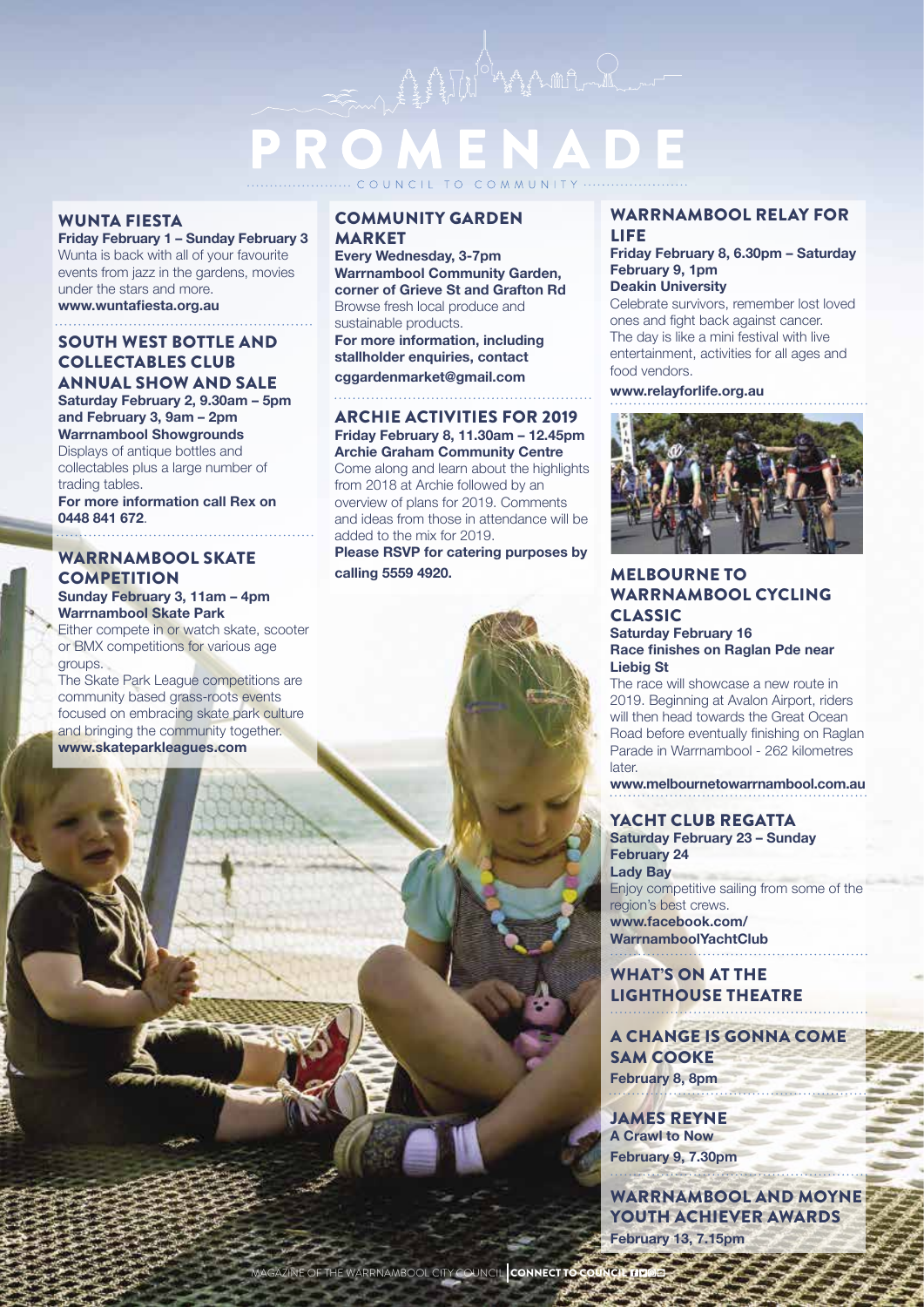# PROMENADE

COUNCIL TO COMMUNITY

## WUNTA FIESTA

**Friday February 1 – Sunday February 3**

Wunta is back with all of your favourite events from jazz in the gardens, movies under the stars and more.

**www.wuntafiesta.org.au**

## SOUTH WEST BOTTLE AND COLLECTABLES CLUB ANNUAL SHOW AND SALE

**Saturday February 2, 9.30am – 5pm and February 3, 9am – 2pm**
**Warrnambool Showgrounds**

Displays of antique bottles and collectables plus a large number of trading tables.

**For more information call Rex on 0448 841 672**.

## WARRNAMBOOL SKATE COMPETITION

**Sunday February 3, 11am – 4pm**
**Warrnambool Skate Park**

Either compete in or watch skate, scooter or BMX competitions for various age groups.

The Skate Park League competitions are community based grass-roots events focused on embracing skate park culture and bringing the community together.

**www.skateparkleagues.com**

## COMMUNITY GARDEN MARKET

**Every Wednesday, 3-7pm**
**Warrnambool Community Garden, corner of Grieve St and Grafton Rd**

Browse fresh local produce and sustainable products.

**For more information, including stallholder enquiries, contact cggardenmarket@gmail.com**

## ARCHIE ACTIVITIES FOR 2019

**Friday February 8, 11.30am – 12.45pm**
**Archie Graham Community Centre**

Come along and learn about the highlights from 2018 at Archie followed by an overview of plans for 2019. Comments and ideas from those in attendance will be added to the mix for 2019.

**Please RSVP for catering purposes by calling 5559 4920.**

## WARRNAMBOOL RELAY FOR LIFE

**Friday February 8, 6.30pm – Saturday February 9, 1pm**
**Deakin University**

Celebrate survivors, remember lost loved ones and fight back against cancer. The day is like a mini festival with live entertainment, activities for all ages and food vendors.

**www.relayforlife.org.au**

## MELBOURNE TO WARRNAMBOOL CYCLING CLASSIC

**Saturday February 16**
**Race finishes on Raglan Pde near Liebig St**

The race will showcase a new route in 2019. Beginning at Avalon Airport, riders will then head towards the Great Ocean Road before eventually finishing on Raglan Parade in Warrnambool - 262 kilometres later.

**www.melbournetowarrnambool.com.au**

## YACHT CLUB REGATTA

**Saturday February 23 – Sunday February 24**
**Lady Bay**

Enjoy competitive sailing from some of the region's best crews.

**www.facebook.com/WarrnamboolYachtClub**

## WHAT'S ON AT THE LIGHTHOUSE THEATRE

### A CHANGE IS GONNA COME SAM COOKE

**February 8, 8pm**

### JAMES REYNE

**A Crawl to Now**

**February 9, 7.30pm**

### WARRNAMBOOL AND MOYNE YOUTH ACHIEVER AWARDS

**February 13, 7.15pm**